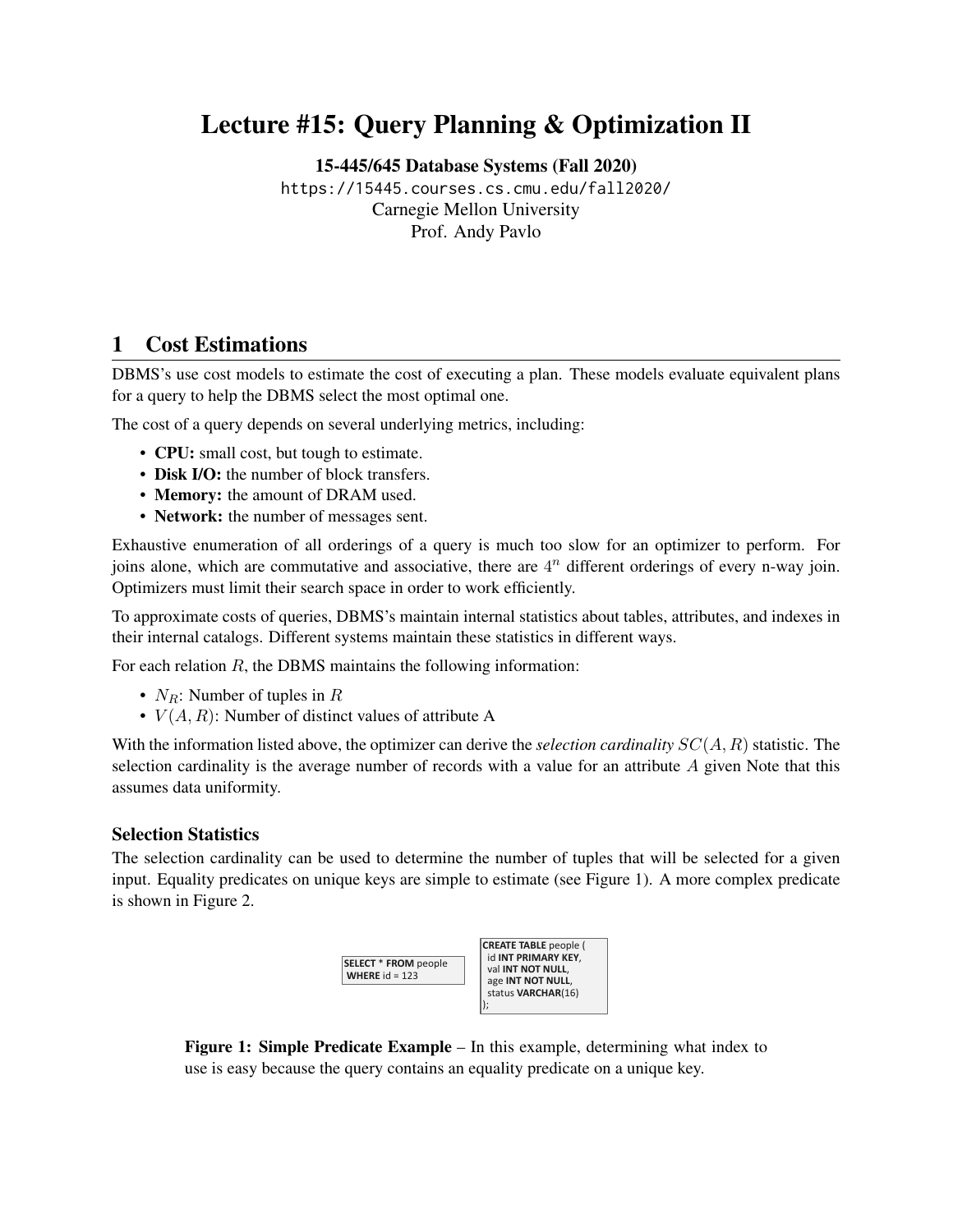# Lecture #15: Query Planning & Optimization II

**15-445/645 Database Systems (Fall 2020)**

https://15445.courses.cs.cmu.edu/fall2020/

Carnegie Mellon University

Prof. Andy Pavlo

## 1 Cost Estimations

DBMS's use cost models to estimate the cost of executing a plan. These models evaluate equivalent plans for a query to help the DBMS select the most optimal one.

The cost of a query depends on several underlying metrics, including:

- **CPU:** small cost, but tough to estimate.
- **Disk I/O:** the number of block transfers.
- **Memory:** the amount of DRAM used.
- **Network:** the number of messages sent.

Exhaustive enumeration of all orderings of a query is much too slow for an optimizer to perform. For joins alone, which are commutative and associative, there are $4^n$ different orderings of every n-way join. Optimizers must limit their search space in order to work efficiently.

To approximate costs of queries, DBMS's maintain internal statistics about tables, attributes, and indexes in their internal catalogs. Different systems maintain these statistics in different ways.

For each relation $R$, the DBMS maintains the following information:

- $N_R$: Number of tuples in $R$
- $V(A, R)$: Number of distinct values of attribute A

With the information listed above, the optimizer can derive the *selection cardinality* $SC(A, R)$ statistic. The selection cardinality is the average number of records with a value for an attribute $A$ given Note that this assumes data uniformity.

### Selection Statistics

The selection cardinality can be used to determine the number of tuples that will be selected for a given input. Equality predicates on unique keys are simple to estimate (see Figure 1). A more complex predicate is shown in Figure 2.

```
SELECT * FROM people
 WHERE id = 123
```

```
CREATE TABLE people (
  id INT PRIMARY KEY,
  val INT NOT NULL,
  age INT NOT NULL,
  status VARCHAR(16)
);
```

**Figure 1: Simple Predicate Example** – In this example, determining what index to use is easy because the query contains an equality predicate on a unique key.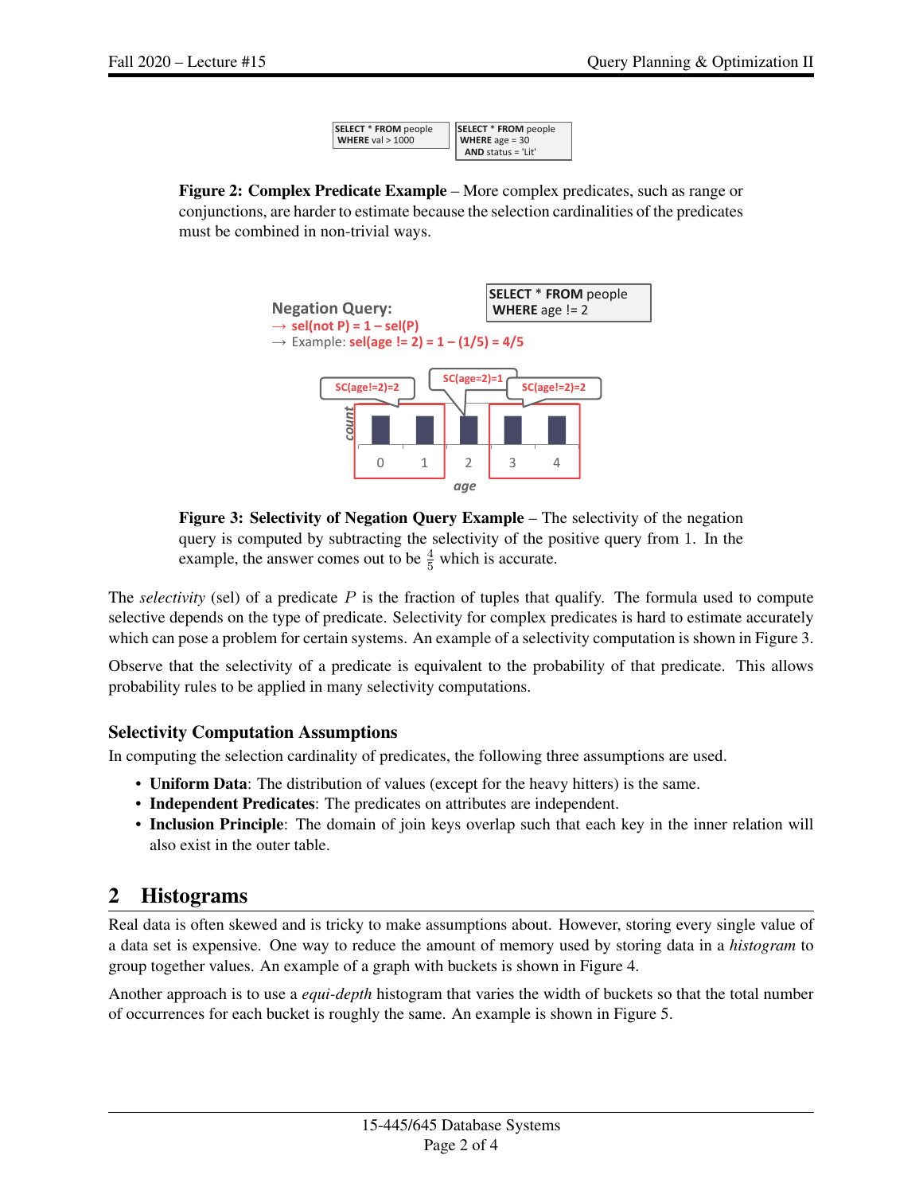**Figure 2: Complex Predicate Example** – More complex predicates, such as range or conjunctions, are harder to estimate because the selection cardinalities of the predicates must be combined in non-trivial ways.

**Figure 3: Selectivity of Negation Query Example** – The selectivity of the negation query is computed by subtracting the selectivity of the positive query from 1. In the example, the answer comes out to be $\frac{4}{5}$ which is accurate.

The *selectivity* (sel) of a predicate $P$ is the fraction of tuples that qualify. The formula used to compute selective depends on the type of predicate. Selectivity for complex predicates is hard to estimate accurately which can pose a problem for certain systems. An example of a selectivity computation is shown in Figure 3.

Observe that the selectivity of a predicate is equivalent to the probability of that predicate. This allows probability rules to be applied in many selectivity computations.

### Selectivity Computation Assumptions

In computing the selection cardinality of predicates, the following three assumptions are used.

- **Uniform Data**: The distribution of values (except for the heavy hitters) is the same.
- **Independent Predicates**: The predicates on attributes are independent.
- **Inclusion Principle**: The domain of join keys overlap such that each key in the inner relation will also exist in the outer table.

## 2 Histograms

Real data is often skewed and is tricky to make assumptions about. However, storing every single value of a data set is expensive. One way to reduce the amount of memory used by storing data in a *histogram* to group together values. An example of a graph with buckets is shown in Figure 4.

Another approach is to use a *equi-depth* histogram that varies the width of buckets so that the total number of occurrences for each bucket is roughly the same. An example is shown in Figure 5.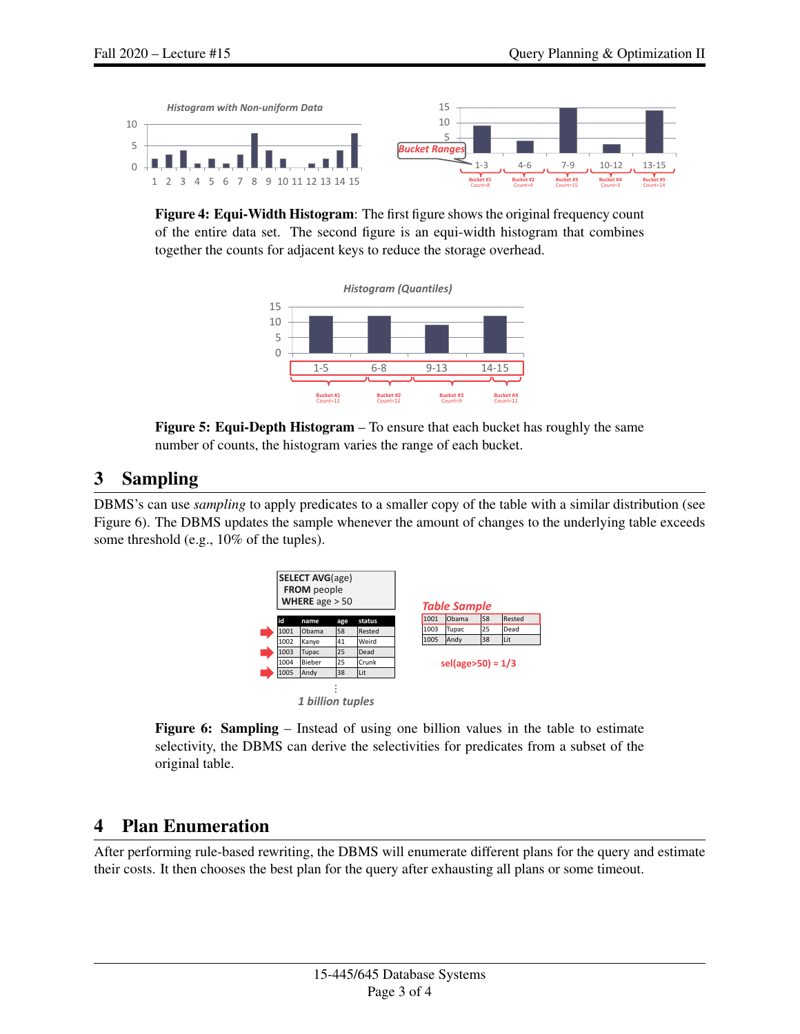**Figure 4: Equi-Width Histogram**: The first figure shows the original frequency count of the entire data set. The second figure is an equi-width histogram that combines together the counts for adjacent keys to reduce the storage overhead.

**Figure 5: Equi-Depth Histogram** – To ensure that each bucket has roughly the same number of counts, the histogram varies the range of each bucket.

## 3 Sampling

DBMS's can use *sampling* to apply predicates to a smaller copy of the table with a similar distribution (see Figure 6). The DBMS updates the sample whenever the amount of changes to the underlying table exceeds some threshold (e.g., 10% of the tuples).

**Figure 6: Sampling** – Instead of using one billion values in the table to estimate selectivity, the DBMS can derive the selectivities for predicates from a subset of the original table.

## 4 Plan Enumeration

After performing rule-based rewriting, the DBMS will enumerate different plans for the query and estimate their costs. It then chooses the best plan for the query after exhausting all plans or some timeout.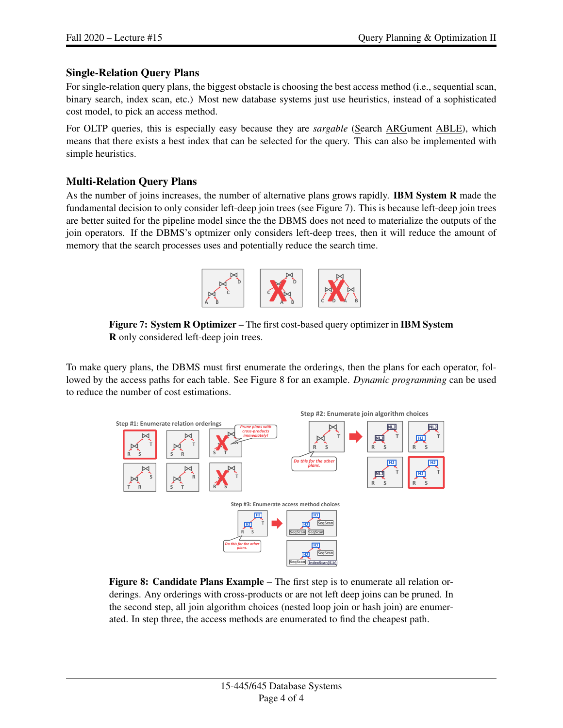### Single-Relation Query Plans

For single-relation query plans, the biggest obstacle is choosing the best access method (i.e., sequential scan, binary search, index scan, etc.) Most new database systems just use heuristics, instead of a sophisticated cost model, to pick an access method.

For OLTP queries, this is especially easy because they are *sargable* (Search ARGument ABLE), which means that there exists a best index that can be selected for the query. This can also be implemented with simple heuristics.

### Multi-Relation Query Plans

As the number of joins increases, the number of alternative plans grows rapidly. **IBM System R** made the fundamental decision to only consider left-deep join trees (see Figure 7). This is because left-deep join trees are better suited for the pipeline model since the the DBMS does not need to materialize the outputs of the join operators. If the DBMS's optmizer only considers left-deep trees, then it will reduce the amount of memory that the search processes uses and potentially reduce the search time.

**Figure 7: System R Optimizer** – The first cost-based query optimizer in **IBM System R** only considered left-deep join trees.

To make query plans, the DBMS must first enumerate the orderings, then the plans for each operator, followed by the access paths for each table. See Figure 8 for an example. *Dynamic programming* can be used to reduce the number of cost estimations.

**Figure 8: Candidate Plans Example** – The first step is to enumerate all relation orderings. Any orderings with cross-products or are not left deep joins can be pruned. In the second step, all join algorithm choices (nested loop join or hash join) are enumerated. In step three, the access methods are enumerated to find the cheapest path.